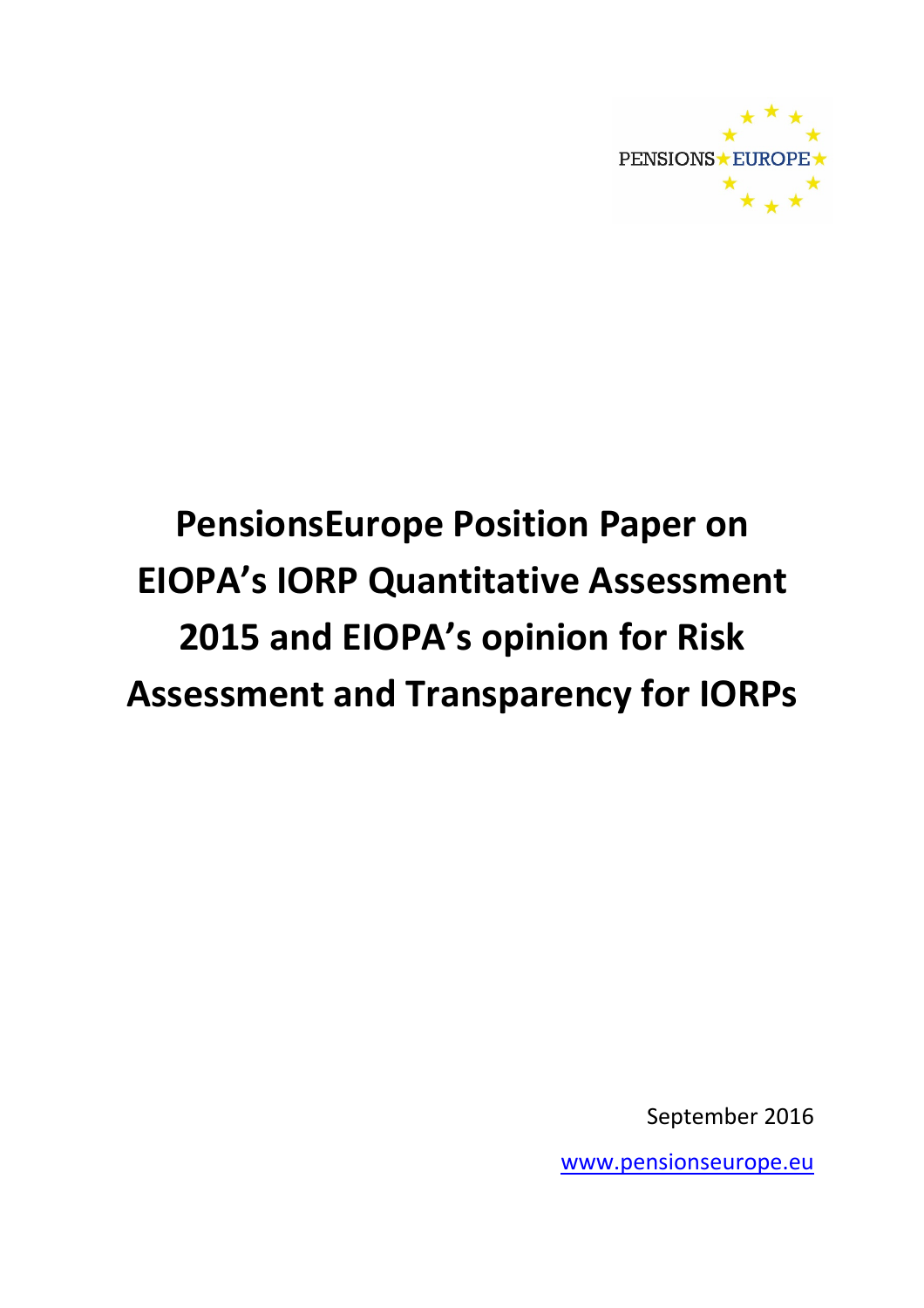PENSIONS EUROPE

# PensionsEurope Position Paper on EIOPA's IORP Quantitative Assessment 2015 and EIOPA's opinion for Risk Assessment and Transparency for IORPs

September 2016

www.pensionseurope.eu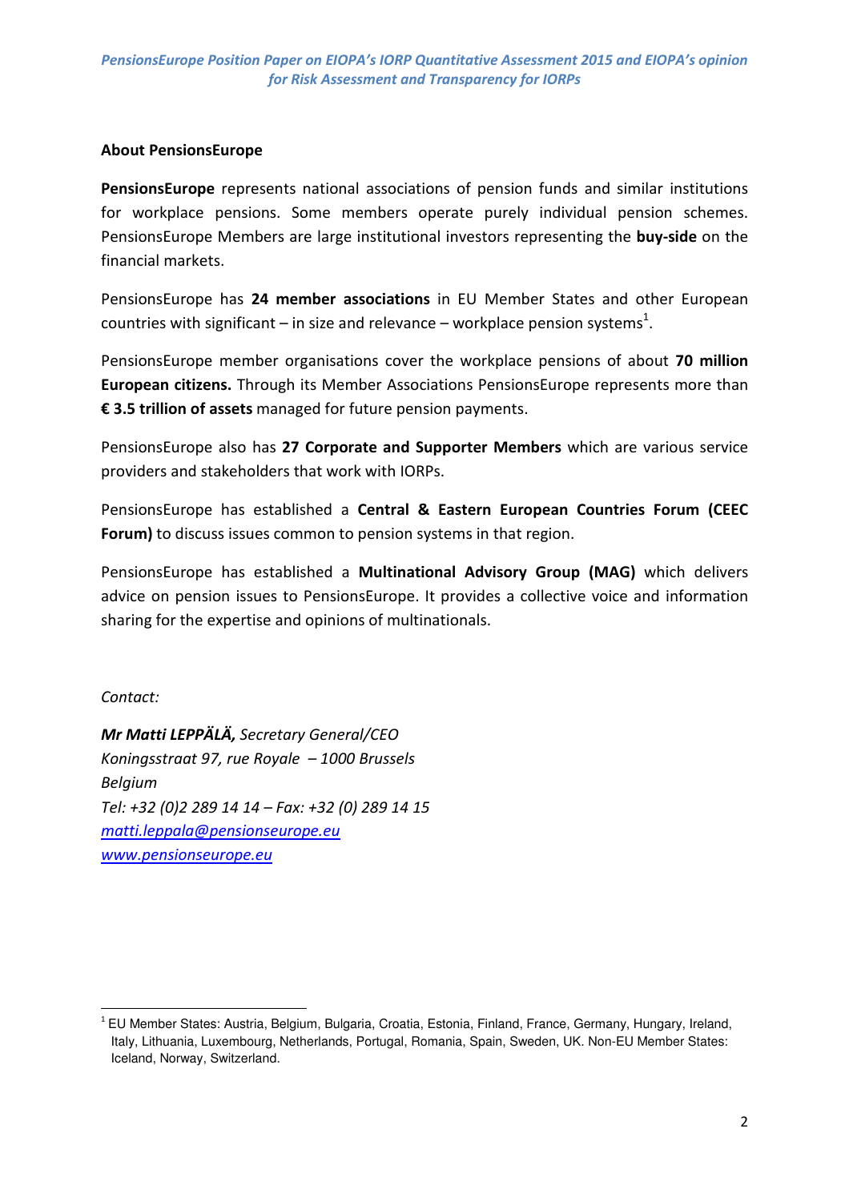## About PensionsEurope

**PensionsEurope** represents national associations of pension funds and similar institutions for workplace pensions. Some members operate purely individual pension schemes. PensionsEurope Members are large institutional investors representing the **buy-side** on the financial markets.

PensionsEurope has **24 member associations** in EU Member States and other European countries with significant – in size and relevance – workplace pension systems[1].

PensionsEurope member organisations cover the workplace pensions of about **70 million European citizens.** Through its Member Associations PensionsEurope represents more than **€ 3.5 trillion of assets** managed for future pension payments.

PensionsEurope also has **27 Corporate and Supporter Members** which are various service providers and stakeholders that work with IORPs.

PensionsEurope has established a **Central & Eastern European Countries Forum (CEEC Forum)** to discuss issues common to pension systems in that region.

PensionsEurope has established a **Multinational Advisory Group (MAG)** which delivers advice on pension issues to PensionsEurope. It provides a collective voice and information sharing for the expertise and opinions of multinationals.

*Contact:*

***Mr Matti LEPPÄLÄ,*** *Secretary General/CEO*
*Koningsstraat 97, rue Royale – 1000 Brussels*
*Belgium*
*Tel: +32 (0)2 289 14 14 – Fax: +32 (0) 289 14 15*
*matti.leppala@pensionseurope.eu*
*www.pensionseurope.eu*

---

[1] EU Member States: Austria, Belgium, Bulgaria, Croatia, Estonia, Finland, France, Germany, Hungary, Ireland, Italy, Lithuania, Luxembourg, Netherlands, Portugal, Romania, Spain, Sweden, UK. Non-EU Member States: Iceland, Norway, Switzerland.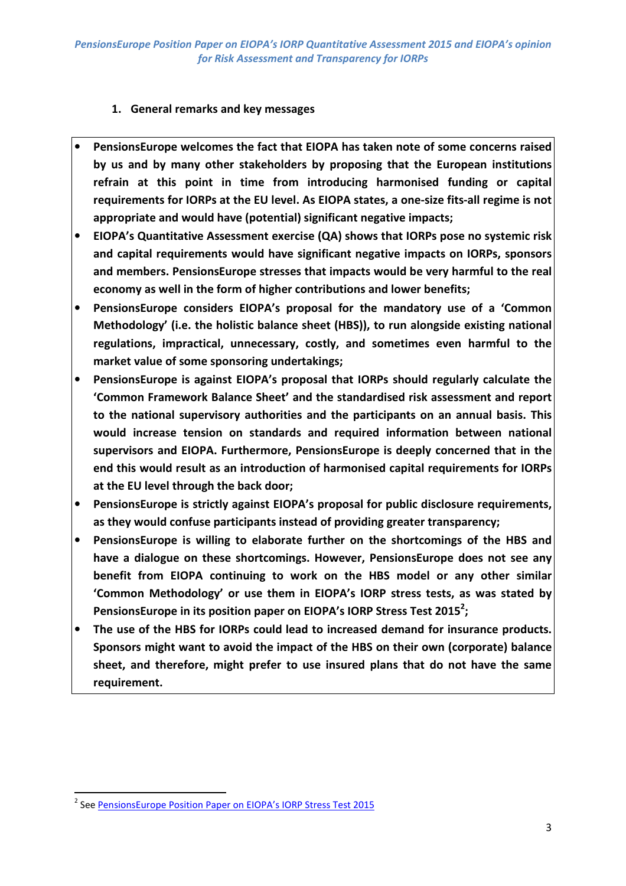## 1. General remarks and key messages

- **PensionsEurope welcomes the fact that EIOPA has taken note of some concerns raised by us and by many other stakeholders by proposing that the European institutions refrain at this point in time from introducing harmonised funding or capital requirements for IORPs at the EU level. As EIOPA states, a one-size fits-all regime is not appropriate and would have (potential) significant negative impacts;**
- **EIOPA's Quantitative Assessment exercise (QA) shows that IORPs pose no systemic risk and capital requirements would have significant negative impacts on IORPs, sponsors and members. PensionsEurope stresses that impacts would be very harmful to the real economy as well in the form of higher contributions and lower benefits;**
- **PensionsEurope considers EIOPA's proposal for the mandatory use of a 'Common Methodology' (i.e. the holistic balance sheet (HBS)), to run alongside existing national regulations, impractical, unnecessary, costly, and sometimes even harmful to the market value of some sponsoring undertakings;**
- **PensionsEurope is against EIOPA's proposal that IORPs should regularly calculate the 'Common Framework Balance Sheet' and the standardised risk assessment and report to the national supervisory authorities and the participants on an annual basis. This would increase tension on standards and required information between national supervisors and EIOPA. Furthermore, PensionsEurope is deeply concerned that in the end this would result as an introduction of harmonised capital requirements for IORPs at the EU level through the back door;**
- **PensionsEurope is strictly against EIOPA's proposal for public disclosure requirements, as they would confuse participants instead of providing greater transparency;**
- **PensionsEurope is willing to elaborate further on the shortcomings of the HBS and have a dialogue on these shortcomings. However, PensionsEurope does not see any benefit from EIOPA continuing to work on the HBS model or any other similar 'Common Methodology' or use them in EIOPA's IORP stress tests, as was stated by PensionsEurope in its position paper on EIOPA's IORP Stress Test 2015[2];**
- **The use of the HBS for IORPs could lead to increased demand for insurance products. Sponsors might want to avoid the impact of the HBS on their own (corporate) balance sheet, and therefore, might prefer to use insured plans that do not have the same requirement.**

[2] See PensionsEurope Position Paper on EIOPA's IORP Stress Test 2015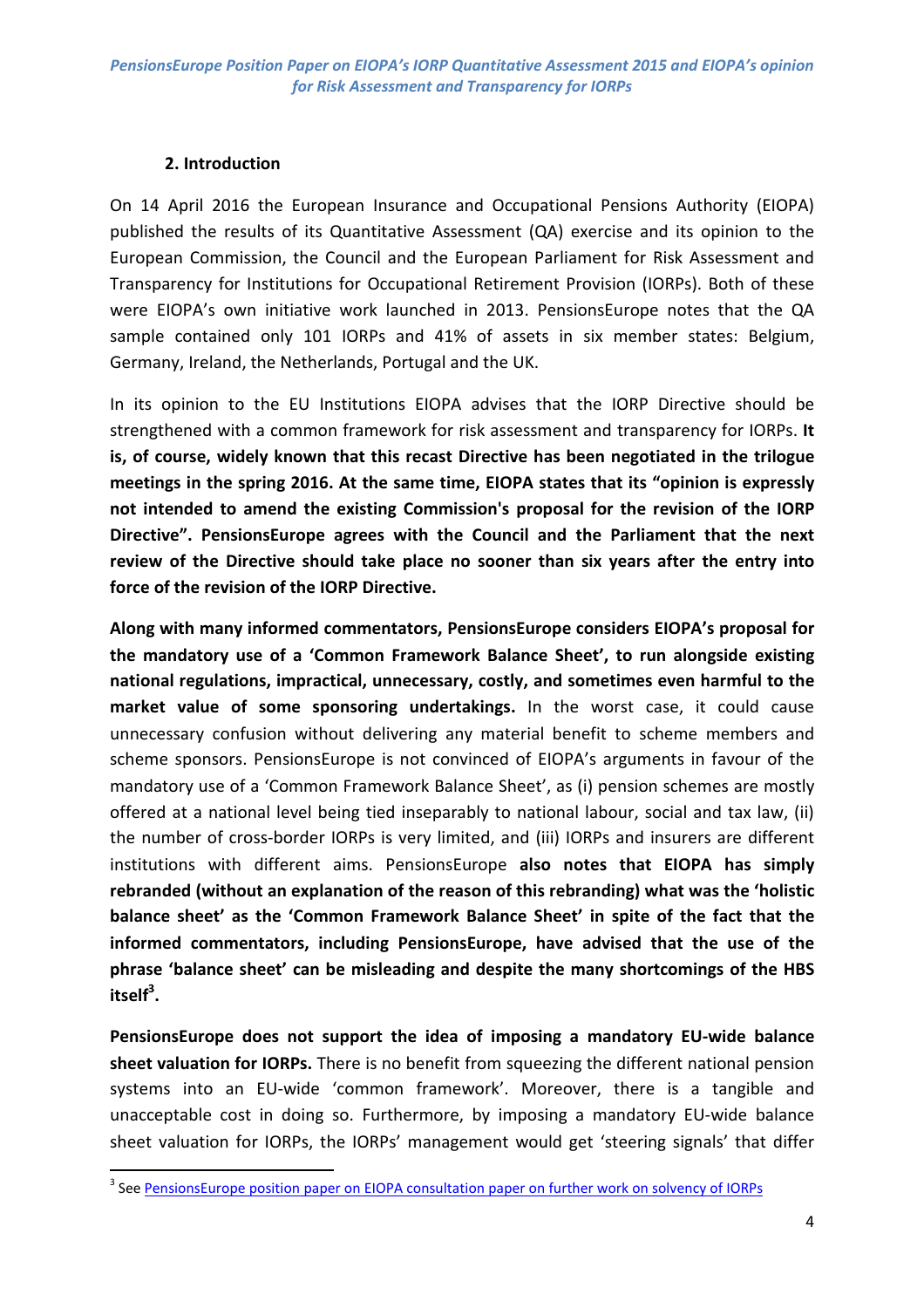## 2. Introduction

On 14 April 2016 the European Insurance and Occupational Pensions Authority (EIOPA) published the results of its Quantitative Assessment (QA) exercise and its opinion to the European Commission, the Council and the European Parliament for Risk Assessment and Transparency for Institutions for Occupational Retirement Provision (IORPs). Both of these were EIOPA's own initiative work launched in 2013. PensionsEurope notes that the QA sample contained only 101 IORPs and 41% of assets in six member states: Belgium, Germany, Ireland, the Netherlands, Portugal and the UK.

In its opinion to the EU Institutions EIOPA advises that the IORP Directive should be strengthened with a common framework for risk assessment and transparency for IORPs. **It is, of course, widely known that this recast Directive has been negotiated in the trilogue meetings in the spring 2016. At the same time, EIOPA states that its "opinion is expressly not intended to amend the existing Commission's proposal for the revision of the IORP Directive". PensionsEurope agrees with the Council and the Parliament that the next review of the Directive should take place no sooner than six years after the entry into force of the revision of the IORP Directive.**

**Along with many informed commentators, PensionsEurope considers EIOPA's proposal for the mandatory use of a 'Common Framework Balance Sheet', to run alongside existing national regulations, impractical, unnecessary, costly, and sometimes even harmful to the market value of some sponsoring undertakings.** In the worst case, it could cause unnecessary confusion without delivering any material benefit to scheme members and scheme sponsors. PensionsEurope is not convinced of EIOPA's arguments in favour of the mandatory use of a 'Common Framework Balance Sheet', as (i) pension schemes are mostly offered at a national level being tied inseparably to national labour, social and tax law, (ii) the number of cross-border IORPs is very limited, and (iii) IORPs and insurers are different institutions with different aims. PensionsEurope **also notes that EIOPA has simply rebranded (without an explanation of the reason of this rebranding) what was the 'holistic balance sheet' as the 'Common Framework Balance Sheet' in spite of the fact that the informed commentators, including PensionsEurope, have advised that the use of the phrase 'balance sheet' can be misleading and despite the many shortcomings of the HBS itself[3].**

**PensionsEurope does not support the idea of imposing a mandatory EU-wide balance sheet valuation for IORPs.** There is no benefit from squeezing the different national pension systems into an EU-wide 'common framework'. Moreover, there is a tangible and unacceptable cost in doing so. Furthermore, by imposing a mandatory EU-wide balance sheet valuation for IORPs, the IORPs' management would get 'steering signals' that differ

[3] See PensionsEurope position paper on EIOPA consultation paper on further work on solvency of IORPs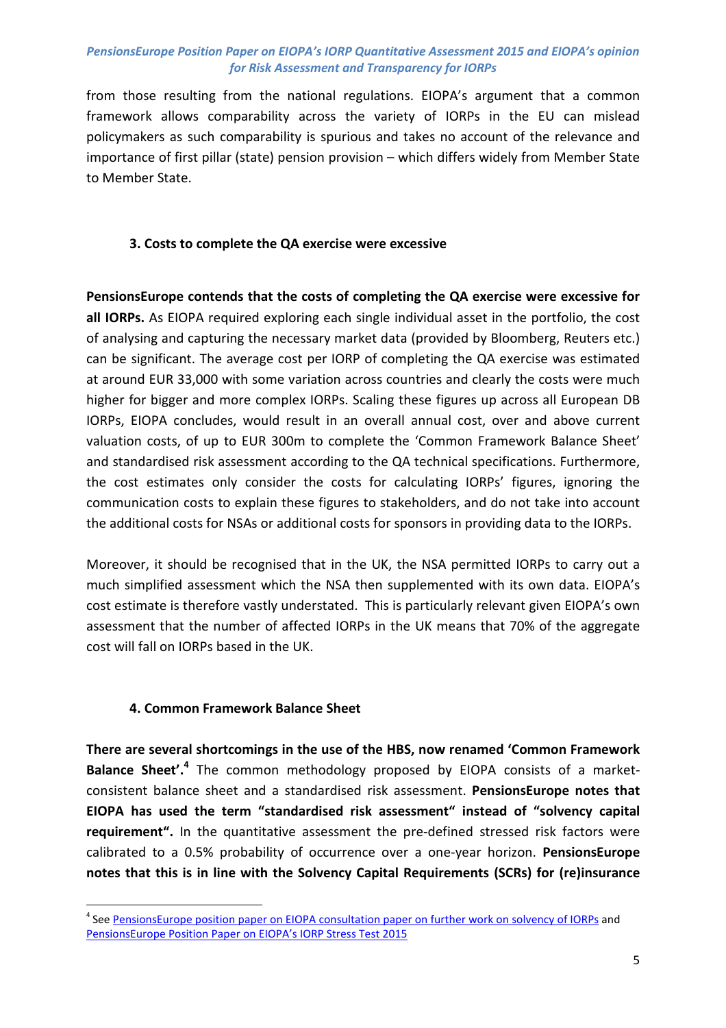from those resulting from the national regulations. EIOPA's argument that a common framework allows comparability across the variety of IORPs in the EU can mislead policymakers as such comparability is spurious and takes no account of the relevance and importance of first pillar (state) pension provision – which differs widely from Member State to Member State.

### 3. Costs to complete the QA exercise were excessive

**PensionsEurope contends that the costs of completing the QA exercise were excessive for all IORPs.** As EIOPA required exploring each single individual asset in the portfolio, the cost of analysing and capturing the necessary market data (provided by Bloomberg, Reuters etc.) can be significant. The average cost per IORP of completing the QA exercise was estimated at around EUR 33,000 with some variation across countries and clearly the costs were much higher for bigger and more complex IORPs. Scaling these figures up across all European DB IORPs, EIOPA concludes, would result in an overall annual cost, over and above current valuation costs, of up to EUR 300m to complete the 'Common Framework Balance Sheet' and standardised risk assessment according to the QA technical specifications. Furthermore, the cost estimates only consider the costs for calculating IORPs' figures, ignoring the communication costs to explain these figures to stakeholders, and do not take into account the additional costs for NSAs or additional costs for sponsors in providing data to the IORPs.

Moreover, it should be recognised that in the UK, the NSA permitted IORPs to carry out a much simplified assessment which the NSA then supplemented with its own data. EIOPA's cost estimate is therefore vastly understated. This is particularly relevant given EIOPA's own assessment that the number of affected IORPs in the UK means that 70% of the aggregate cost will fall on IORPs based in the UK.

### 4. Common Framework Balance Sheet

**There are several shortcomings in the use of the HBS, now renamed 'Common Framework Balance Sheet'.**[4] The common methodology proposed by EIOPA consists of a market-consistent balance sheet and a standardised risk assessment. **PensionsEurope notes that EIOPA has used the term "standardised risk assessment" instead of "solvency capital requirement".** In the quantitative assessment the pre-defined stressed risk factors were calibrated to a 0.5% probability of occurrence over a one-year horizon. **PensionsEurope notes that this is in line with the Solvency Capital Requirements (SCRs) for (re)insurance**

---

[4] See PensionsEurope position paper on EIOPA consultation paper on further work on solvency of IORPs and PensionsEurope Position Paper on EIOPA's IORP Stress Test 2015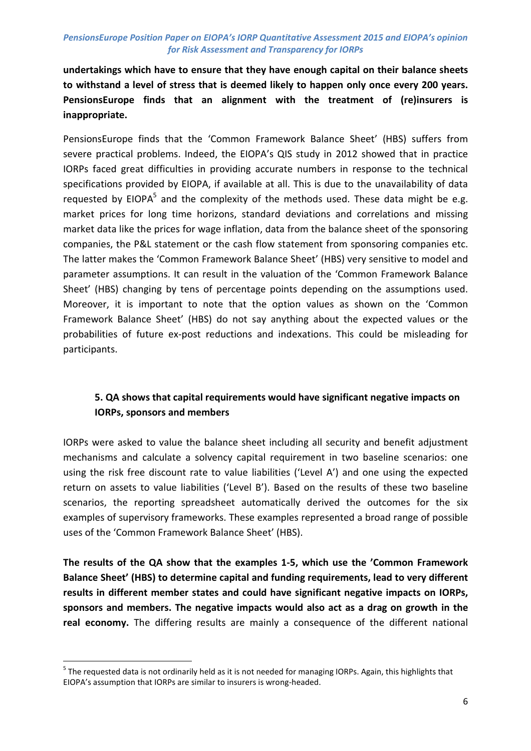**undertakings which have to ensure that they have enough capital on their balance sheets to withstand a level of stress that is deemed likely to happen only once every 200 years. PensionsEurope finds that an alignment with the treatment of (re)insurers is inappropriate.**

PensionsEurope finds that the 'Common Framework Balance Sheet' (HBS) suffers from severe practical problems. Indeed, the EIOPA's QIS study in 2012 showed that in practice IORPs faced great difficulties in providing accurate numbers in response to the technical specifications provided by EIOPA, if available at all. This is due to the unavailability of data requested by EIOPA[5] and the complexity of the methods used. These data might be e.g. market prices for long time horizons, standard deviations and correlations and missing market data like the prices for wage inflation, data from the balance sheet of the sponsoring companies, the P&L statement or the cash flow statement from sponsoring companies etc. The latter makes the 'Common Framework Balance Sheet' (HBS) very sensitive to model and parameter assumptions. It can result in the valuation of the 'Common Framework Balance Sheet' (HBS) changing by tens of percentage points depending on the assumptions used. Moreover, it is important to note that the option values as shown on the 'Common Framework Balance Sheet' (HBS) do not say anything about the expected values or the probabilities of future ex-post reductions and indexations. This could be misleading for participants.

## 5. QA shows that capital requirements would have significant negative impacts on IORPs, sponsors and members

IORPs were asked to value the balance sheet including all security and benefit adjustment mechanisms and calculate a solvency capital requirement in two baseline scenarios: one using the risk free discount rate to value liabilities ('Level A') and one using the expected return on assets to value liabilities ('Level B'). Based on the results of these two baseline scenarios, the reporting spreadsheet automatically derived the outcomes for the six examples of supervisory frameworks. These examples represented a broad range of possible uses of the 'Common Framework Balance Sheet' (HBS).

**The results of the QA show that the examples 1-5, which use the 'Common Framework Balance Sheet' (HBS) to determine capital and funding requirements, lead to very different results in different member states and could have significant negative impacts on IORPs, sponsors and members. The negative impacts would also act as a drag on growth in the real economy.** The differing results are mainly a consequence of the different national

[5] The requested data is not ordinarily held as it is not needed for managing IORPs. Again, this highlights that EIOPA's assumption that IORPs are similar to insurers is wrong-headed.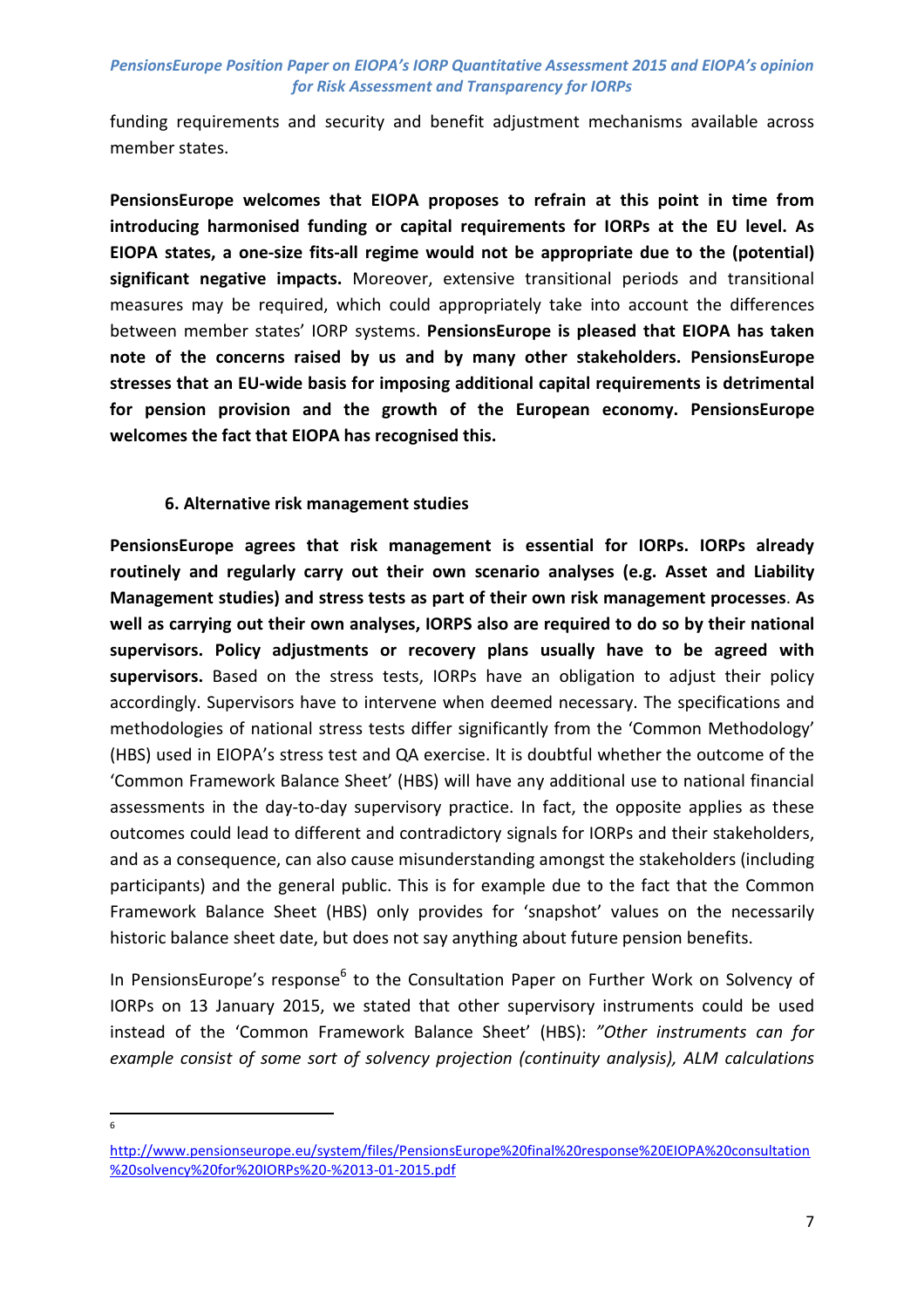funding requirements and security and benefit adjustment mechanisms available across member states.

**PensionsEurope welcomes that EIOPA proposes to refrain at this point in time from introducing harmonised funding or capital requirements for IORPs at the EU level. As EIOPA states, a one-size fits-all regime would not be appropriate due to the (potential) significant negative impacts.** Moreover, extensive transitional periods and transitional measures may be required, which could appropriately take into account the differences between member states' IORP systems. **PensionsEurope is pleased that EIOPA has taken note of the concerns raised by us and by many other stakeholders. PensionsEurope stresses that an EU-wide basis for imposing additional capital requirements is detrimental for pension provision and the growth of the European economy. PensionsEurope welcomes the fact that EIOPA has recognised this.**

### 6. Alternative risk management studies

**PensionsEurope agrees that risk management is essential for IORPs. IORPs already routinely and regularly carry out their own scenario analyses (e.g. Asset and Liability Management studies) and stress tests as part of their own risk management processes**. **As well as carrying out their own analyses, IORPS also are required to do so by their national supervisors. Policy adjustments or recovery plans usually have to be agreed with supervisors.** Based on the stress tests, IORPs have an obligation to adjust their policy accordingly. Supervisors have to intervene when deemed necessary. The specifications and methodologies of national stress tests differ significantly from the 'Common Methodology' (HBS) used in EIOPA's stress test and QA exercise. It is doubtful whether the outcome of the 'Common Framework Balance Sheet' (HBS) will have any additional use to national financial assessments in the day-to-day supervisory practice. In fact, the opposite applies as these outcomes could lead to different and contradictory signals for IORPs and their stakeholders, and as a consequence, can also cause misunderstanding amongst the stakeholders (including participants) and the general public. This is for example due to the fact that the Common Framework Balance Sheet (HBS) only provides for 'snapshot' values on the necessarily historic balance sheet date, but does not say anything about future pension benefits.

In PensionsEurope's response[6] to the Consultation Paper on Further Work on Solvency of IORPs on 13 January 2015, we stated that other supervisory instruments could be used instead of the 'Common Framework Balance Sheet' (HBS): *"Other instruments can for example consist of some sort of solvency projection (continuity analysis), ALM calculations*

---

[6] http://www.pensionseurope.eu/system/files/PensionsEurope%20final%20response%20EIOPA%20consultation%20solvency%20for%20IORPs%20-%2013-01-2015.pdf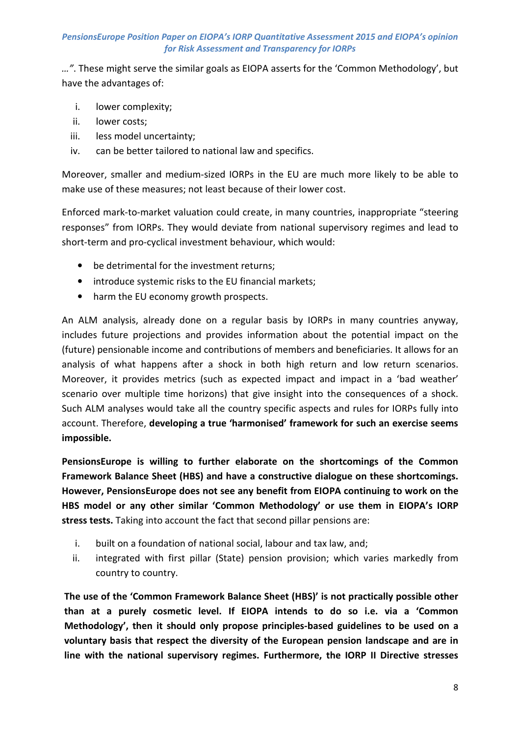*…”*. These might serve the similar goals as EIOPA asserts for the 'Common Methodology', but have the advantages of:

i. lower complexity;
ii. lower costs;
iii. less model uncertainty;
iv. can be better tailored to national law and specifics.

Moreover, smaller and medium-sized IORPs in the EU are much more likely to be able to make use of these measures; not least because of their lower cost.

Enforced mark-to-market valuation could create, in many countries, inappropriate "steering responses" from IORPs. They would deviate from national supervisory regimes and lead to short-term and pro-cyclical investment behaviour, which would:

- be detrimental for the investment returns;
- introduce systemic risks to the EU financial markets;
- harm the EU economy growth prospects.

An ALM analysis, already done on a regular basis by IORPs in many countries anyway, includes future projections and provides information about the potential impact on the (future) pensionable income and contributions of members and beneficiaries. It allows for an analysis of what happens after a shock in both high return and low return scenarios. Moreover, it provides metrics (such as expected impact and impact in a 'bad weather' scenario over multiple time horizons) that give insight into the consequences of a shock. Such ALM analyses would take all the country specific aspects and rules for IORPs fully into account. Therefore, **developing a true 'harmonised' framework for such an exercise seems impossible.**

**PensionsEurope is willing to further elaborate on the shortcomings of the Common Framework Balance Sheet (HBS) and have a constructive dialogue on these shortcomings. However, PensionsEurope does not see any benefit from EIOPA continuing to work on the HBS model or any other similar 'Common Methodology' or use them in EIOPA's IORP stress tests.** Taking into account the fact that second pillar pensions are:

i. built on a foundation of national social, labour and tax law, and;
ii. integrated with first pillar (State) pension provision; which varies markedly from country to country.

**The use of the 'Common Framework Balance Sheet (HBS)' is not practically possible other than at a purely cosmetic level. If EIOPA intends to do so i.e. via a 'Common Methodology', then it should only propose principles-based guidelines to be used on a voluntary basis that respect the diversity of the European pension landscape and are in line with the national supervisory regimes. Furthermore, the IORP II Directive stresses**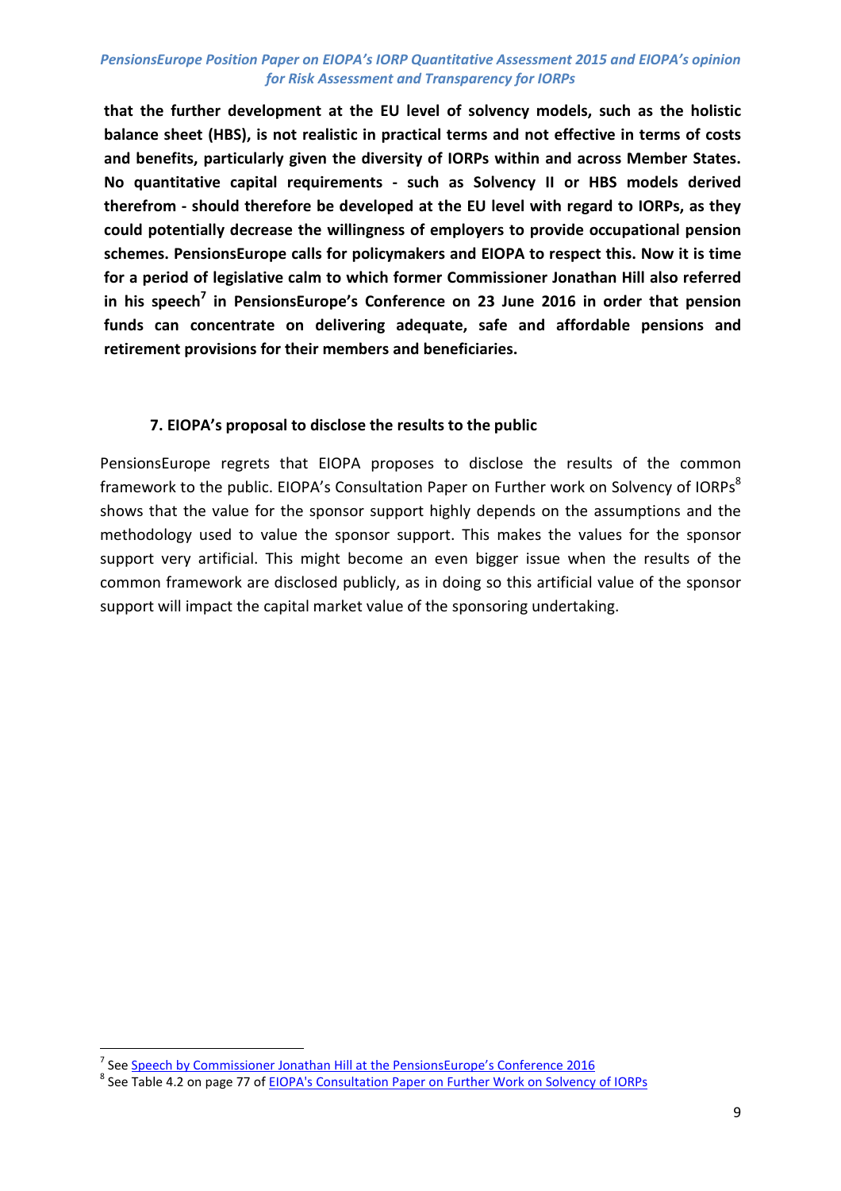**that the further development at the EU level of solvency models, such as the holistic balance sheet (HBS), is not realistic in practical terms and not effective in terms of costs and benefits, particularly given the diversity of IORPs within and across Member States. No quantitative capital requirements - such as Solvency II or HBS models derived therefrom - should therefore be developed at the EU level with regard to IORPs, as they could potentially decrease the willingness of employers to provide occupational pension schemes. PensionsEurope calls for policymakers and EIOPA to respect this. Now it is time for a period of legislative calm to which former Commissioner Jonathan Hill also referred in his speech[7] in PensionsEurope's Conference on 23 June 2016 in order that pension funds can concentrate on delivering adequate, safe and affordable pensions and retirement provisions for their members and beneficiaries.**

### 7. EIOPA's proposal to disclose the results to the public

PensionsEurope regrets that EIOPA proposes to disclose the results of the common framework to the public. EIOPA's Consultation Paper on Further work on Solvency of IORPs[8] shows that the value for the sponsor support highly depends on the assumptions and the methodology used to value the sponsor support. This makes the values for the sponsor support very artificial. This might become an even bigger issue when the results of the common framework are disclosed publicly, as in doing so this artificial value of the sponsor support will impact the capital market value of the sponsoring undertaking.

---

[7] See Speech by Commissioner Jonathan Hill at the PensionsEurope's Conference 2016

[8] See Table 4.2 on page 77 of EIOPA's Consultation Paper on Further Work on Solvency of IORPs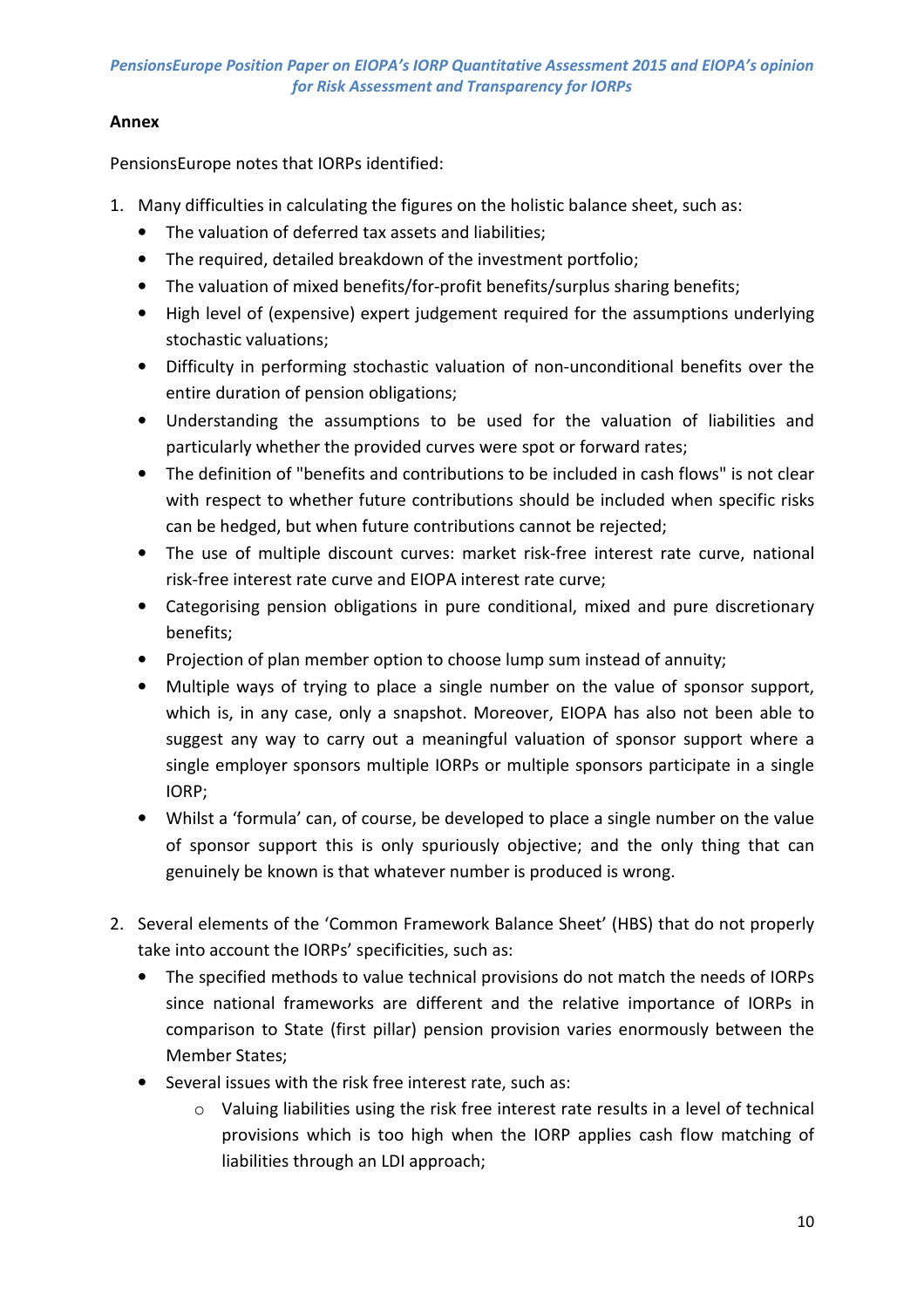## Annex

PensionsEurope notes that IORPs identified:

1. Many difficulties in calculating the figures on the holistic balance sheet, such as:
   - The valuation of deferred tax assets and liabilities;
   - The required, detailed breakdown of the investment portfolio;
   - The valuation of mixed benefits/for-profit benefits/surplus sharing benefits;
   - High level of (expensive) expert judgement required for the assumptions underlying stochastic valuations;
   - Difficulty in performing stochastic valuation of non-unconditional benefits over the entire duration of pension obligations;
   - Understanding the assumptions to be used for the valuation of liabilities and particularly whether the provided curves were spot or forward rates;
   - The definition of "benefits and contributions to be included in cash flows" is not clear with respect to whether future contributions should be included when specific risks can be hedged, but when future contributions cannot be rejected;
   - The use of multiple discount curves: market risk-free interest rate curve, national risk-free interest rate curve and EIOPA interest rate curve;
   - Categorising pension obligations in pure conditional, mixed and pure discretionary benefits;
   - Projection of plan member option to choose lump sum instead of annuity;
   - Multiple ways of trying to place a single number on the value of sponsor support, which is, in any case, only a snapshot. Moreover, EIOPA has also not been able to suggest any way to carry out a meaningful valuation of sponsor support where a single employer sponsors multiple IORPs or multiple sponsors participate in a single IORP;
   - Whilst a 'formula' can, of course, be developed to place a single number on the value of sponsor support this is only spuriously objective; and the only thing that can genuinely be known is that whatever number is produced is wrong.

2. Several elements of the 'Common Framework Balance Sheet' (HBS) that do not properly take into account the IORPs' specificities, such as:
   - The specified methods to value technical provisions do not match the needs of IORPs since national frameworks are different and the relative importance of IORPs in comparison to State (first pillar) pension provision varies enormously between the Member States;
   - Several issues with the risk free interest rate, such as:
     - Valuing liabilities using the risk free interest rate results in a level of technical provisions which is too high when the IORP applies cash flow matching of liabilities through an LDI approach;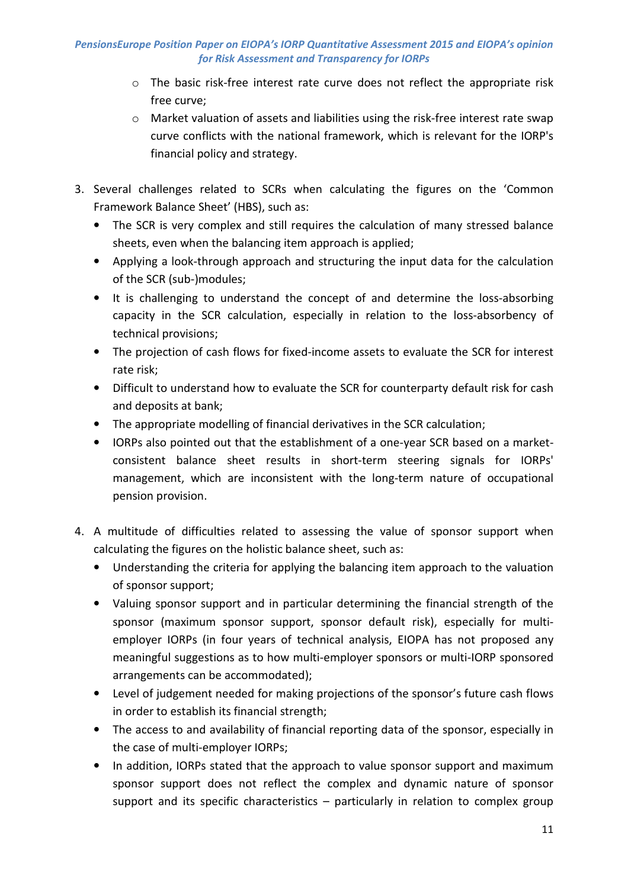- The basic risk-free interest rate curve does not reflect the appropriate risk free curve;
  - Market valuation of assets and liabilities using the risk-free interest rate swap curve conflicts with the national framework, which is relevant for the IORP's financial policy and strategy.

3. Several challenges related to SCRs when calculating the figures on the 'Common Framework Balance Sheet' (HBS), such as:
   - The SCR is very complex and still requires the calculation of many stressed balance sheets, even when the balancing item approach is applied;
   - Applying a look-through approach and structuring the input data for the calculation of the SCR (sub-)modules;
   - It is challenging to understand the concept of and determine the loss-absorbing capacity in the SCR calculation, especially in relation to the loss-absorbency of technical provisions;
   - The projection of cash flows for fixed-income assets to evaluate the SCR for interest rate risk;
   - Difficult to understand how to evaluate the SCR for counterparty default risk for cash and deposits at bank;
   - The appropriate modelling of financial derivatives in the SCR calculation;
   - IORPs also pointed out that the establishment of a one-year SCR based on a market-consistent balance sheet results in short-term steering signals for IORPs' management, which are inconsistent with the long-term nature of occupational pension provision.

4. A multitude of difficulties related to assessing the value of sponsor support when calculating the figures on the holistic balance sheet, such as:
   - Understanding the criteria for applying the balancing item approach to the valuation of sponsor support;
   - Valuing sponsor support and in particular determining the financial strength of the sponsor (maximum sponsor support, sponsor default risk), especially for multi-employer IORPs (in four years of technical analysis, EIOPA has not proposed any meaningful suggestions as to how multi-employer sponsors or multi-IORP sponsored arrangements can be accommodated);
   - Level of judgement needed for making projections of the sponsor's future cash flows in order to establish its financial strength;
   - The access to and availability of financial reporting data of the sponsor, especially in the case of multi-employer IORPs;
   - In addition, IORPs stated that the approach to value sponsor support and maximum sponsor support does not reflect the complex and dynamic nature of sponsor support and its specific characteristics – particularly in relation to complex group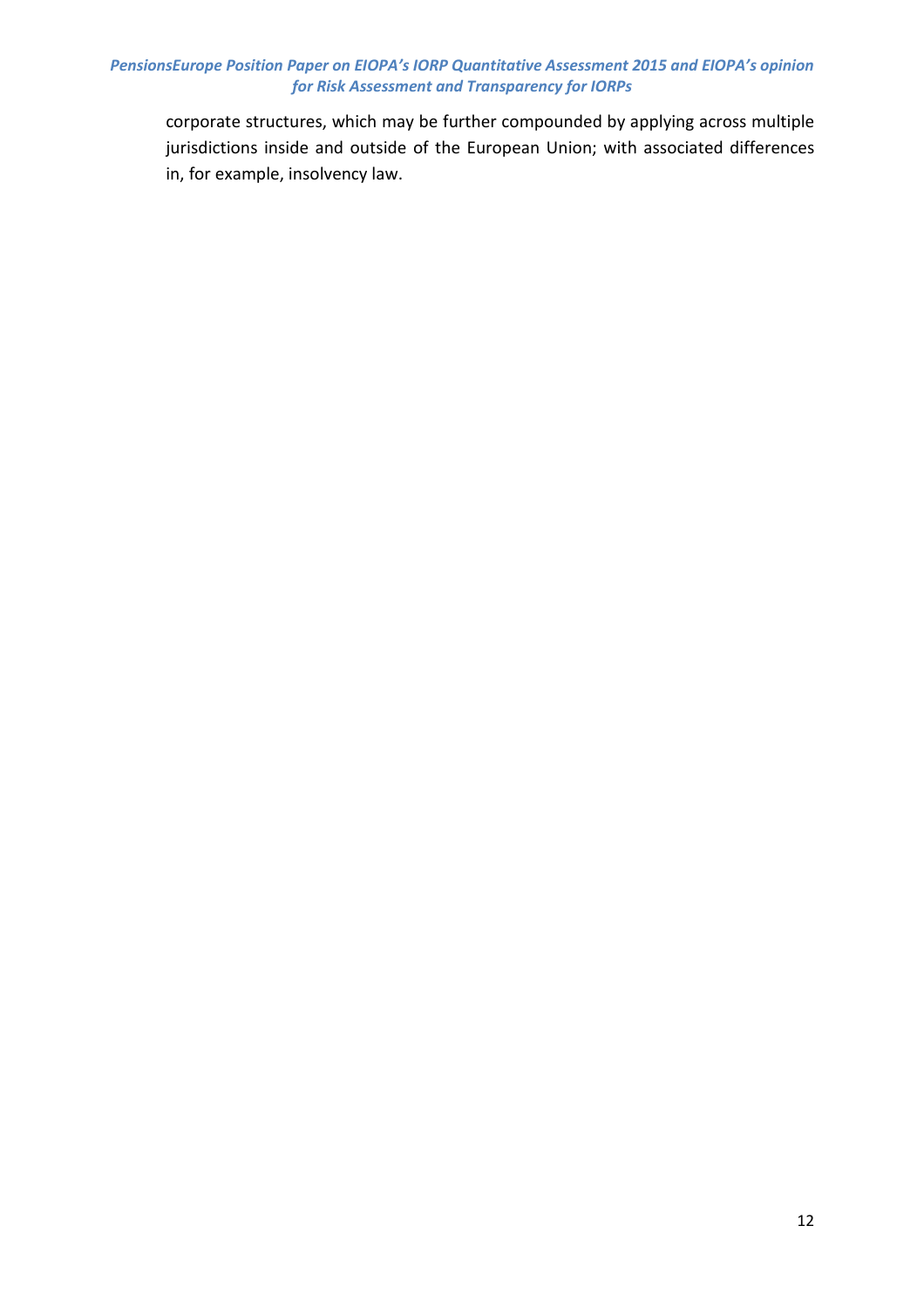corporate structures, which may be further compounded by applying across multiple jurisdictions inside and outside of the European Union; with associated differences in, for example, insolvency law.